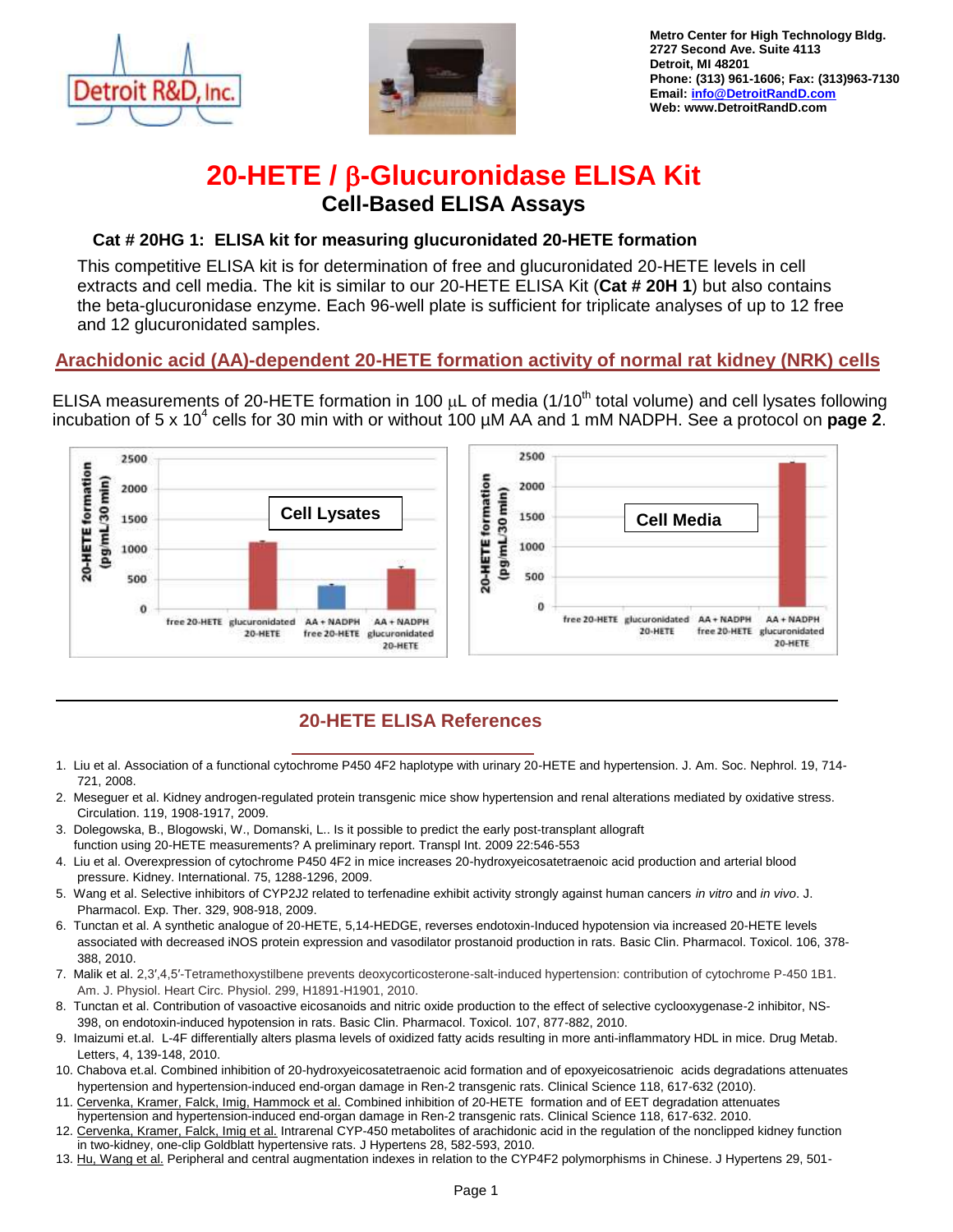Metro Center for High Technology Bldg.
2727 Second Ave. Suite 4113
Detroit, MI 48201
Phone: (313) 961-1606; Fax: (313)963-7130
Email: info@DetroitRandD.com
Web: www.DetroitRandD.com

# 20-HETE / β-Glucuronidase ELISA Kit

## Cell-Based ELISA Assays

### Cat # 20HG 1: ELISA kit for measuring glucuronidated 20-HETE formation

This competitive ELISA kit is for determination of free and glucuronidated 20-HETE levels in cell extracts and cell media. The kit is similar to our 20-HETE ELISA Kit (**Cat # 20H 1**) but also contains the beta-glucuronidase enzyme. Each 96-well plate is sufficient for triplicate analyses of up to 12 free and 12 glucuronidated samples.

## Arachidonic acid (AA)-dependent 20-HETE formation activity of normal rat kidney (NRK) cells

ELISA measurements of 20-HETE formation in 100 μL of media (1/10th total volume) and cell lysates following incubation of 5 x $10^4$ cells for 30 min with or without 100 μM AA and 1 mM NADPH. See a protocol on **page 2**.

Cell Lysates — 20-HETE formation (pg/mL/30 min): free 20-HETE; glucuronidated 20-HETE; AA + NADPH free 20-HETE; AA + NADPH glucuronidated 20-HETE

Cell Media — 20-HETE formation (pg/mL/30 min): free 20-HETE; glucuronidated 20-HETE; AA + NADPH free 20-HETE; AA + NADPH glucuronidated 20-HETE

## 20-HETE ELISA References

1. Liu et al. Association of a functional cytochrome P450 4F2 haplotype with urinary 20-HETE and hypertension. J. Am. Soc. Nephrol. 19, 714-721, 2008.
2. Meseguer et al. Kidney androgen-regulated protein transgenic mice show hypertension and renal alterations mediated by oxidative stress. Circulation. 119, 1908-1917, 2009.
3. Dolegowska, B., Blogowski, W., Domanski, L.. Is it possible to predict the early post-transplant allograft function using 20-HETE measurements? A preliminary report. Transpl Int. 2009 22:546-553
4. Liu et al. Overexpression of cytochrome P450 4F2 in mice increases 20-hydroxyeicosatetraenoic acid production and arterial blood pressure. Kidney. International. 75, 1288-1296, 2009.
5. Wang et al. Selective inhibitors of CYP2J2 related to terfenadine exhibit activity strongly against human cancers *in vitro* and *in vivo*. J. Pharmacol. Exp. Ther. 329, 908-918, 2009.
6. Tunctan et al. A synthetic analogue of 20-HETE, 5,14-HEDGE, reverses endotoxin-Induced hypotension via increased 20-HETE levels associated with decreased iNOS protein expression and vasodilator prostanoid production in rats. Basic Clin. Pharmacol. Toxicol. 106, 378-388, 2010.
7. Malik et al. 2,3′,4,5′-Tetramethoxystilbene prevents deoxycorticosterone-salt-induced hypertension: contribution of cytochrome P-450 1B1. Am. J. Physiol. Heart Circ. Physiol. 299, H1891-H1901, 2010.
8. Tunctan et al. Contribution of vasoactive eicosanoids and nitric oxide production to the effect of selective cyclooxygenase-2 inhibitor, NS-398, on endotoxin-induced hypotension in rats. Basic Clin. Pharmacol. Toxicol. 107, 877-882, 2010.
9. Imaizumi et.al. L-4F differentially alters plasma levels of oxidized fatty acids resulting in more anti-inflammatory HDL in mice. Drug Metab. Letters, 4, 139-148, 2010.
10. Chabova et.al. Combined inhibition of 20-hydroxyeicosatetraenoic acid formation and of epoxyeicosatrienoic acids degradations attenuates hypertension and hypertension-induced end-organ damage in Ren-2 transgenic rats. Clinical Science 118, 617-632 (2010).
11. Cervenka, Kramer, Falck, Imig, Hammock et al. Combined inhibition of 20-HETE formation and of EET degradation attenuates hypertension and hypertension-induced end-organ damage in Ren-2 transgenic rats. Clinical Science 118, 617-632. 2010.
12. Cervenka, Kramer, Falck, Imig et al. Intrarenal CYP-450 metabolites of arachidonic acid in the regulation of the nonclipped kidney function in two-kidney, one-clip Goldblatt hypertensive rats. J Hypertens 28, 582-593, 2010.
13. Hu, Wang et al. Peripheral and central augmentation indexes in relation to the CYP4F2 polymorphisms in Chinese. J Hypertens 29, 501-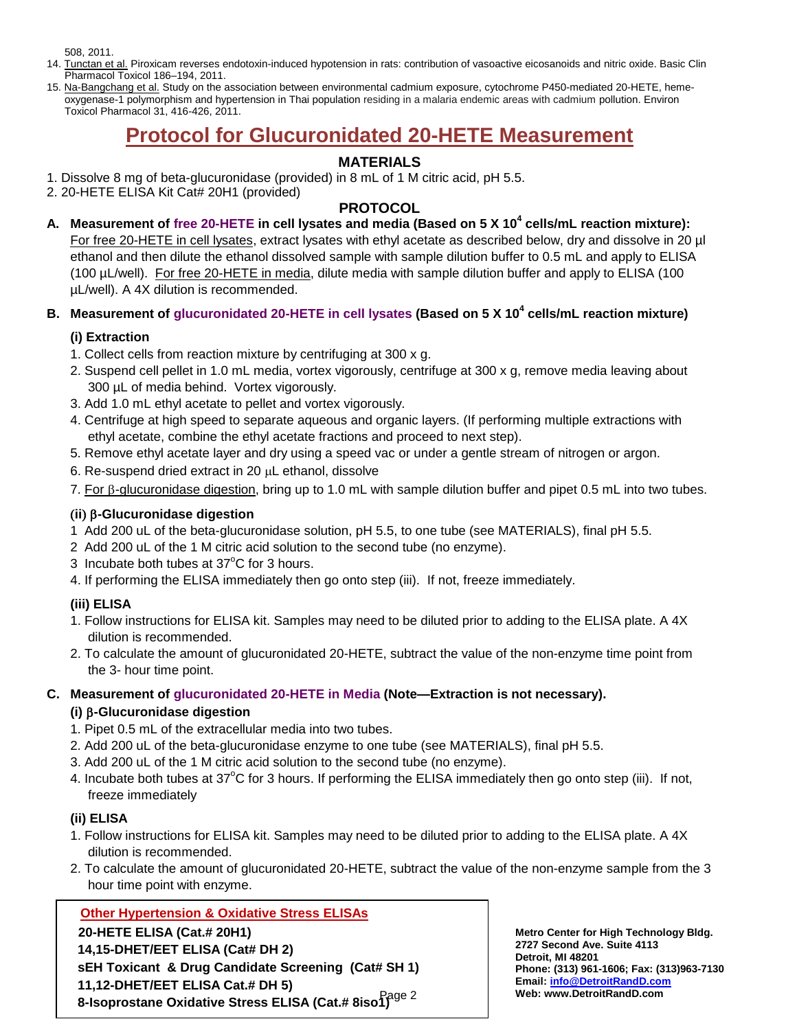508, 2011.

14. Tunctan et al. Piroxicam reverses endotoxin-induced hypotension in rats: contribution of vasoactive eicosanoids and nitric oxide. Basic Clin Pharmacol Toxicol 186–194, 2011.
15. Na-Bangchang et al. Study on the association between environmental cadmium exposure, cytochrome P450-mediated 20-HETE, heme-oxygenase-1 polymorphism and hypertension in Thai population residing in a malaria endemic areas with cadmium pollution. Environ Toxicol Pharmacol 31, 416-426, 2011.

# Protocol for Glucuronidated 20-HETE Measurement

## MATERIALS

1. Dissolve 8 mg of beta-glucuronidase (provided) in 8 mL of 1 M citric acid, pH 5.5.
2. 20-HETE ELISA Kit Cat# 20H1 (provided)

## PROTOCOL

**A. Measurement of free 20-HETE in cell lysates and media (Based on 5 X $10^4$ cells/mL reaction mixture):**

For free 20-HETE in cell lysates, extract lysates with ethyl acetate as described below, dry and dissolve in 20 µl ethanol and then dilute the ethanol dissolved sample with sample dilution buffer to 0.5 mL and apply to ELISA (100 µL/well). For free 20-HETE in media, dilute media with sample dilution buffer and apply to ELISA (100 µL/well). A 4X dilution is recommended.

**B. Measurement of glucuronidated 20-HETE in cell lysates (Based on 5 X $10^4$ cells/mL reaction mixture)**

**(i) Extraction**

1. Collect cells from reaction mixture by centrifuging at 300 x g.
2. Suspend cell pellet in 1.0 mL media, vortex vigorously, centrifuge at 300 x g, remove media leaving about 300 µL of media behind. Vortex vigorously.
3. Add 1.0 mL ethyl acetate to pellet and vortex vigorously.
4. Centrifuge at high speed to separate aqueous and organic layers. (If performing multiple extractions with ethyl acetate, combine the ethyl acetate fractions and proceed to next step).
5. Remove ethyl acetate layer and dry using a speed vac or under a gentle stream of nitrogen or argon.
6. Re-suspend dried extract in 20 µL ethanol, dissolve
7. For β-glucuronidase digestion, bring up to 1.0 mL with sample dilution buffer and pipet 0.5 mL into two tubes.

**(ii) β-Glucuronidase digestion**

1. Add 200 uL of the beta-glucuronidase solution, pH 5.5, to one tube (see MATERIALS), final pH 5.5.
2. Add 200 uL of the 1 M citric acid solution to the second tube (no enzyme).
3. Incubate both tubes at 37°C for 3 hours.
4. If performing the ELISA immediately then go onto step (iii). If not, freeze immediately.

**(iii) ELISA**

1. Follow instructions for ELISA kit. Samples may need to be diluted prior to adding to the ELISA plate. A 4X dilution is recommended.
2. To calculate the amount of glucuronidated 20-HETE, subtract the value of the non-enzyme time point from the 3- hour time point.

**C. Measurement of glucuronidated 20-HETE in Media (Note—Extraction is not necessary).**

**(i) β-Glucuronidase digestion**

1. Pipet 0.5 mL of the extracellular media into two tubes.
2. Add 200 uL of the beta-glucuronidase enzyme to one tube (see MATERIALS), final pH 5.5.
3. Add 200 uL of the 1 M citric acid solution to the second tube (no enzyme).
4. Incubate both tubes at 37°C for 3 hours. If performing the ELISA immediately then go onto step (iii). If not, freeze immediately

**(ii) ELISA**

1. Follow instructions for ELISA kit. Samples may need to be diluted prior to adding to the ELISA plate. A 4X dilution is recommended.
2. To calculate the amount of glucuronidated 20-HETE, subtract the value of the non-enzyme sample from the 3 hour time point with enzyme.

**Other Hypertension & Oxidative Stress ELISAs**

**20-HETE ELISA (Cat.# 20H1)**
**14,15-DHET/EET ELISA (Cat# DH 2)**
**sEH Toxicant & Drug Candidate Screening (Cat# SH 1)**
**11,12-DHET/EET ELISA Cat.# DH 5)**
**8-Isoprostane Oxidative Stress ELISA (Cat.# 8iso1)**

**Metro Center for High Technology Bldg.**
**2727 Second Ave. Suite 4113**
**Detroit, MI 48201**
**Phone: (313) 961-1606; Fax: (313)963-7130**
**Email: info@DetroitRandD.com**
**Web: www.DetroitRandD.com**